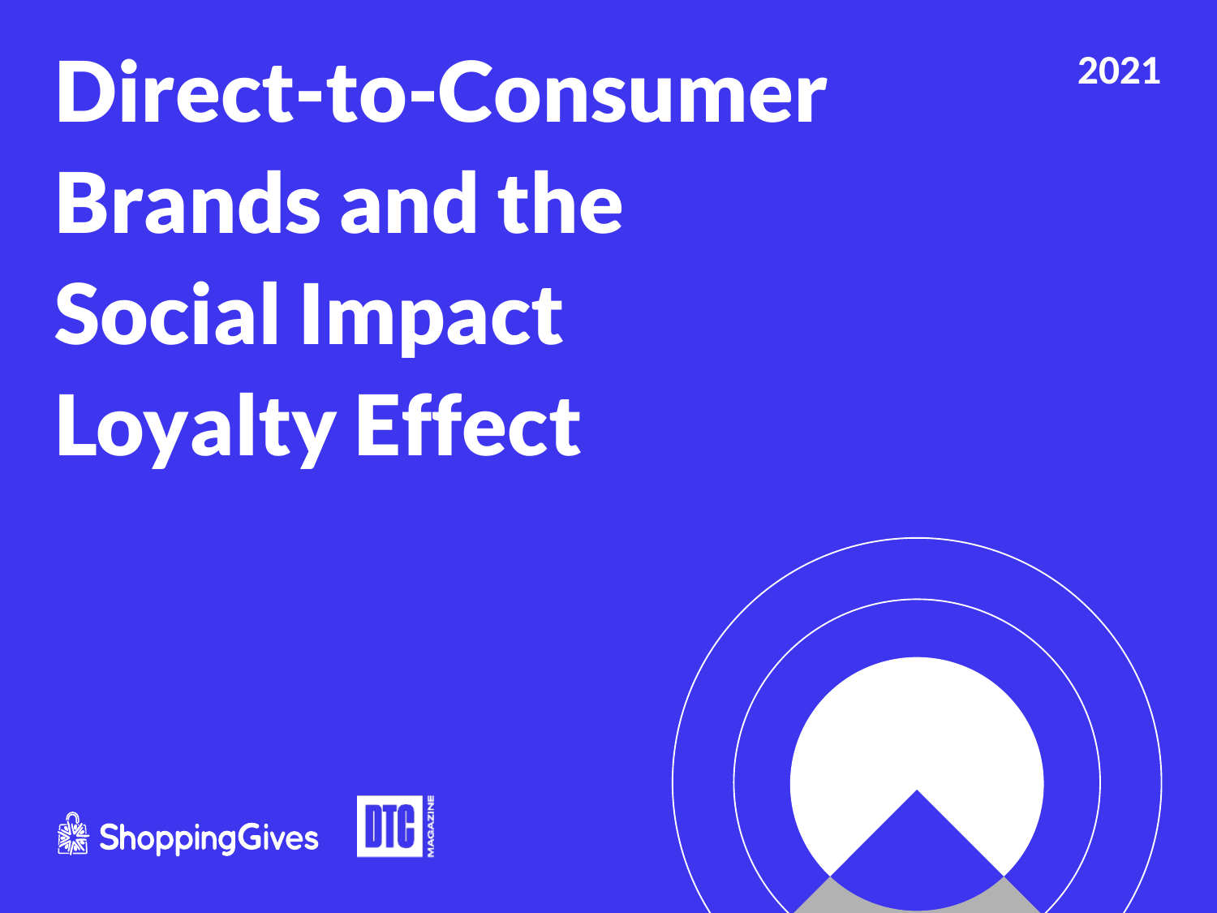2021

# Direct-to-Consumer Brands and the Social Impact Loyalty Effect

ShoppingGives

DTC MAGAZINE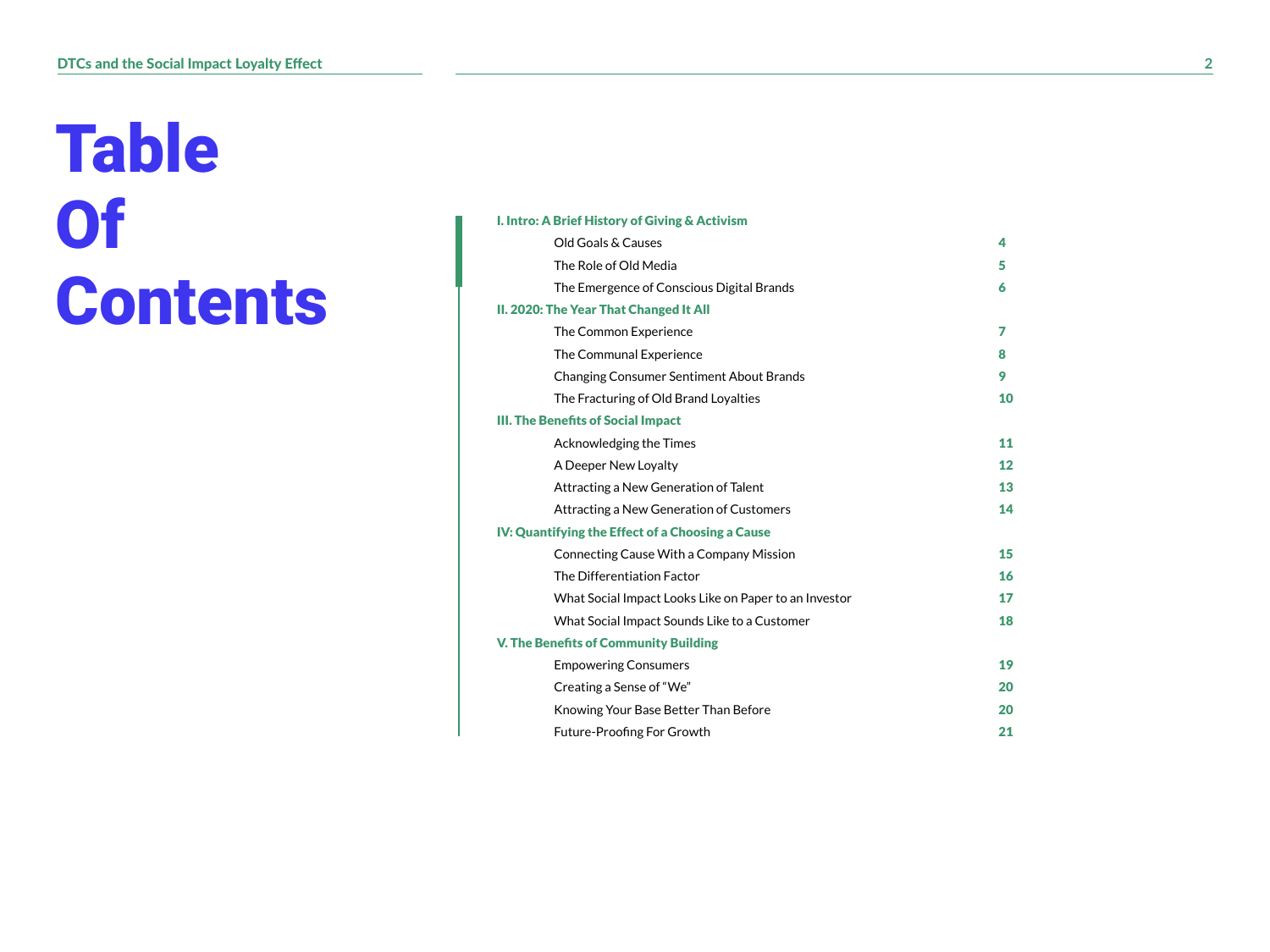# Table Of Contents

**I. Intro: A Brief History of Giving & Activism**

| | |
|---|---|
| Old Goals & Causes | 4 |
| The Role of Old Media | 5 |
| The Emergence of Conscious Digital Brands | 6 |

**II. 2020: The Year That Changed It All**

| | |
|---|---|
| The Common Experience | 7 |
| The Communal Experience | 8 |
| Changing Consumer Sentiment About Brands | 9 |
| The Fracturing of Old Brand Loyalties | 10 |

**III. The Benefits of Social Impact**

| | |
|---|---|
| Acknowledging the Times | 11 |
| A Deeper New Loyalty | 12 |
| Attracting a New Generation of Talent | 13 |
| Attracting a New Generation of Customers | 14 |

**IV: Quantifying the Effect of a Choosing a Cause**

| | |
|---|---|
| Connecting Cause With a Company Mission | 15 |
| The Differentiation Factor | 16 |
| What Social Impact Looks Like on Paper to an Investor | 17 |
| What Social Impact Sounds Like to a Customer | 18 |

**V. The Benefits of Community Building**

| | |
|---|---|
| Empowering Consumers | 19 |
| Creating a Sense of "We" | 20 |
| Knowing Your Base Better Than Before | 20 |
| Future-Proofing For Growth | 21 |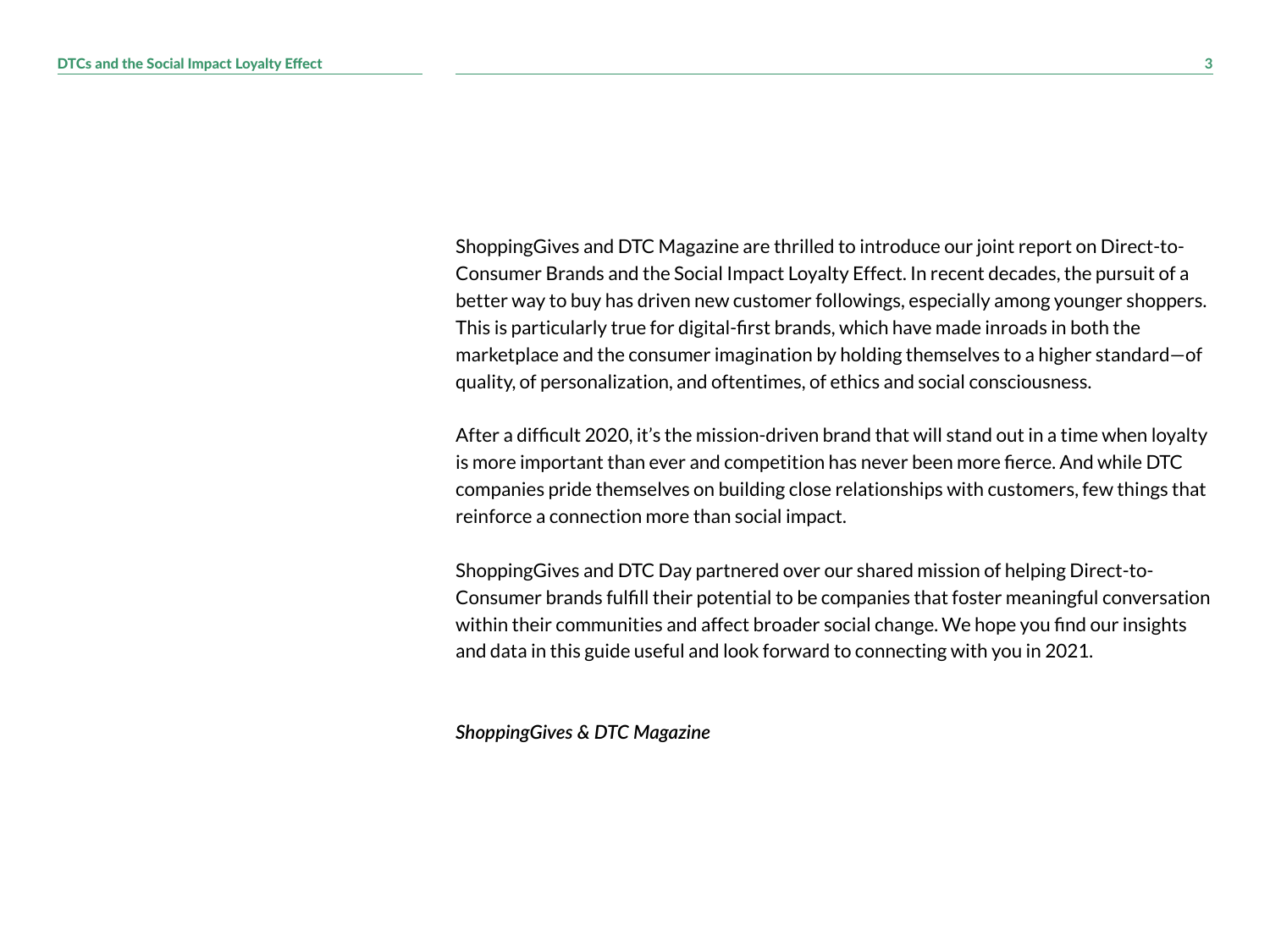ShoppingGives and DTC Magazine are thrilled to introduce our joint report on Direct-to-Consumer Brands and the Social Impact Loyalty Effect. In recent decades, the pursuit of a better way to buy has driven new customer followings, especially among younger shoppers. This is particularly true for digital-first brands, which have made inroads in both the marketplace and the consumer imagination by holding themselves to a higher standard—of quality, of personalization, and oftentimes, of ethics and social consciousness.

After a difficult 2020, it's the mission-driven brand that will stand out in a time when loyalty is more important than ever and competition has never been more fierce. And while DTC companies pride themselves on building close relationships with customers, few things that reinforce a connection more than social impact.

ShoppingGives and DTC Day partnered over our shared mission of helping Direct-to-Consumer brands fulfill their potential to be companies that foster meaningful conversation within their communities and affect broader social change. We hope you find our insights and data in this guide useful and look forward to connecting with you in 2021.

***ShoppingGives & DTC Magazine***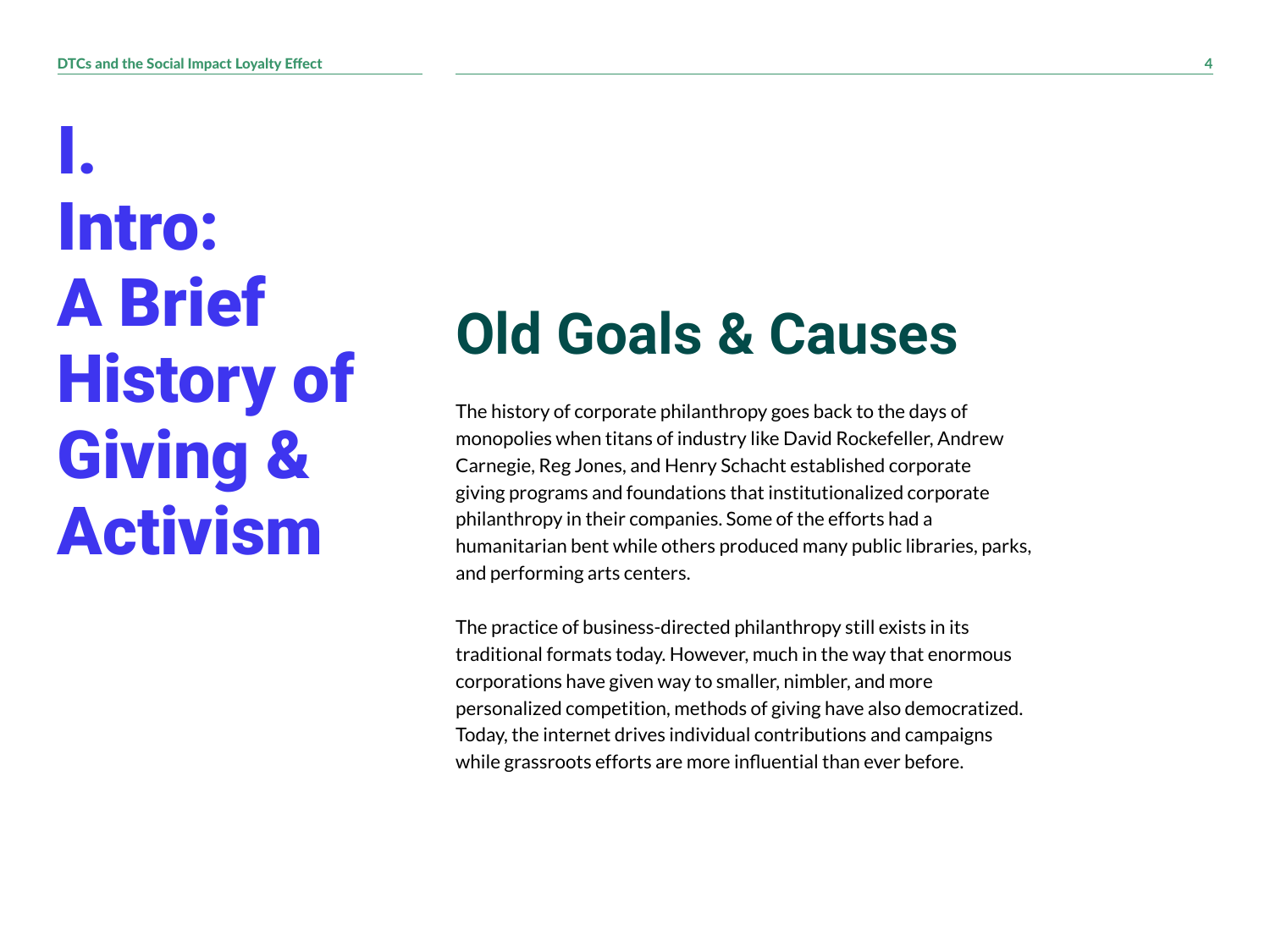# I. Intro: A Brief History of Giving & Activism

## Old Goals & Causes

The history of corporate philanthropy goes back to the days of monopolies when titans of industry like David Rockefeller, Andrew Carnegie, Reg Jones, and Henry Schacht established corporate giving programs and foundations that institutionalized corporate philanthropy in their companies. Some of the efforts had a humanitarian bent while others produced many public libraries, parks, and performing arts centers.

The practice of business-directed philanthropy still exists in its traditional formats today. However, much in the way that enormous corporations have given way to smaller, nimbler, and more personalized competition, methods of giving have also democratized. Today, the internet drives individual contributions and campaigns while grassroots efforts are more influential than ever before.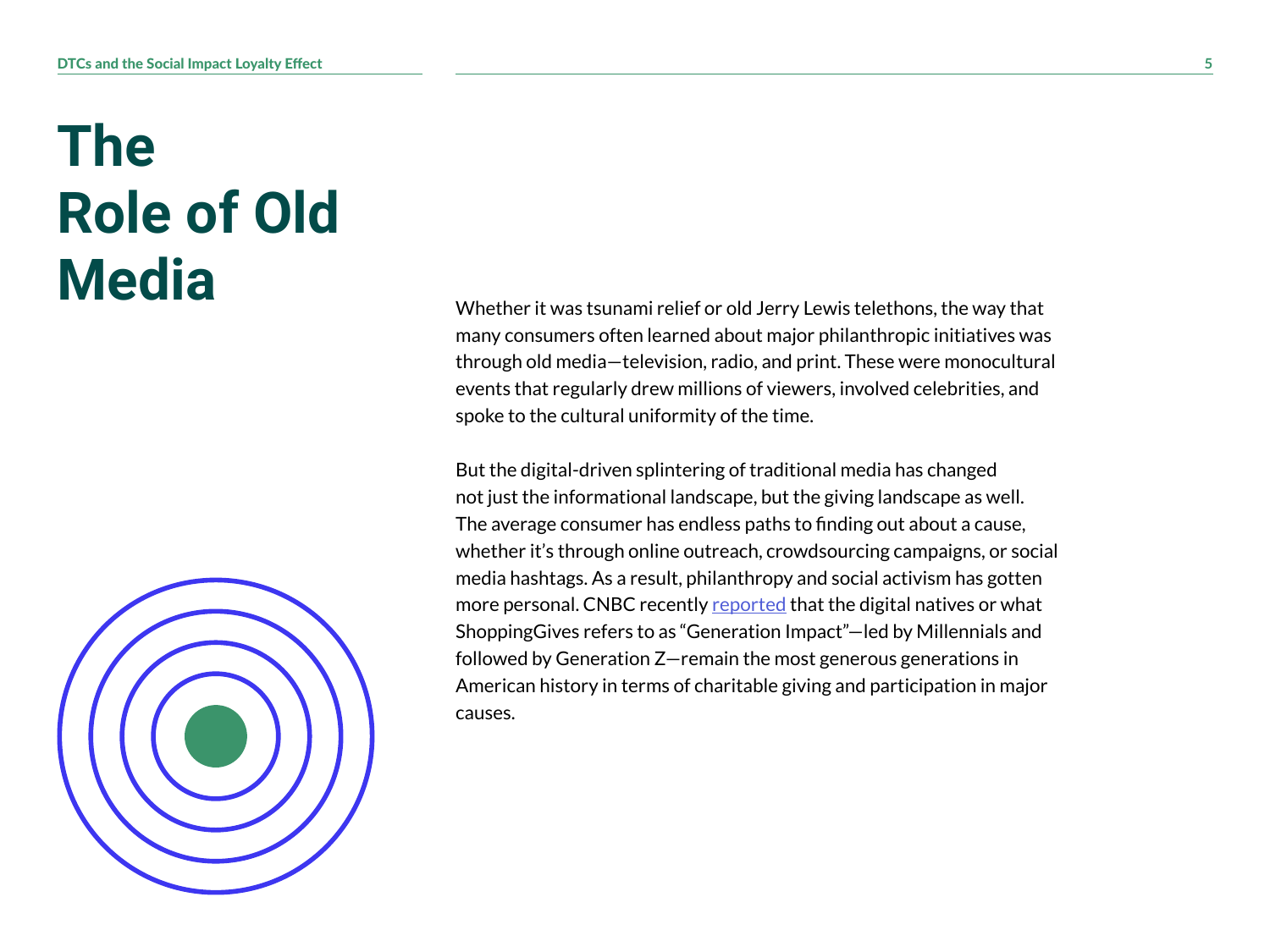# The Role of Old Media

Whether it was tsunami relief or old Jerry Lewis telethons, the way that many consumers often learned about major philanthropic initiatives was through old media—television, radio, and print. These were monocultural events that regularly drew millions of viewers, involved celebrities, and spoke to the cultural uniformity of the time.

But the digital-driven splintering of traditional media has changed not just the informational landscape, but the giving landscape as well. The average consumer has endless paths to finding out about a cause, whether it's through online outreach, crowdsourcing campaigns, or social media hashtags. As a result, philanthropy and social activism has gotten more personal. CNBC recently reported that the digital natives or what ShoppingGives refers to as "Generation Impact"—led by Millennials and followed by Generation Z—remain the most generous generations in American history in terms of charitable giving and participation in major causes.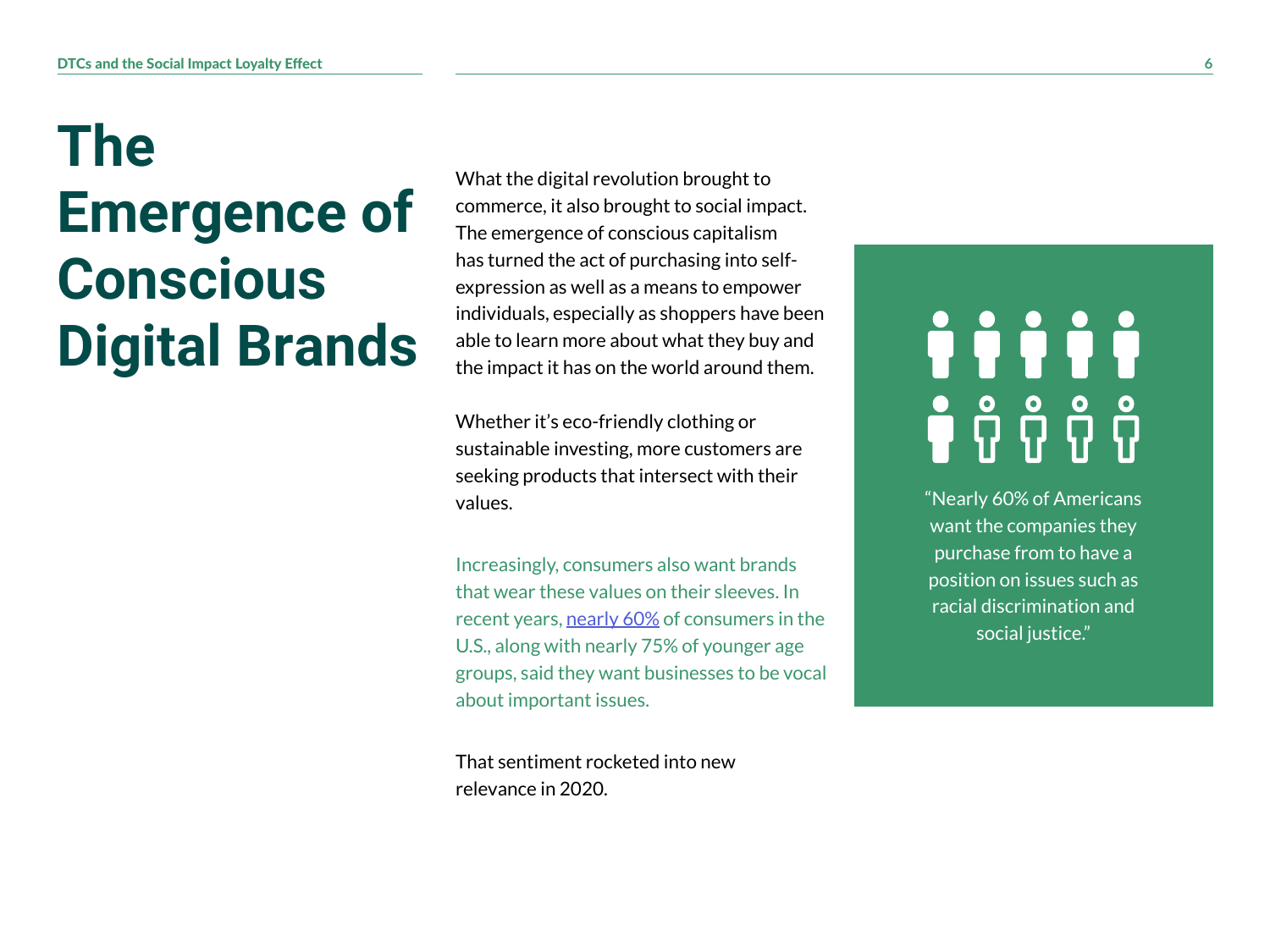# The Emergence of Conscious Digital Brands

What the digital revolution brought to commerce, it also brought to social impact. The emergence of conscious capitalism has turned the act of purchasing into self-expression as well as a means to empower individuals, especially as shoppers have been able to learn more about what they buy and the impact it has on the world around them.

Whether it's eco-friendly clothing or sustainable investing, more customers are seeking products that intersect with their values.

Increasingly, consumers also want brands that wear these values on their sleeves. In recent years, nearly 60% of consumers in the U.S., along with nearly 75% of younger age groups, said they want businesses to be vocal about important issues.

That sentiment rocketed into new relevance in 2020.

"Nearly 60% of Americans want the companies they purchase from to have a position on issues such as racial discrimination and social justice."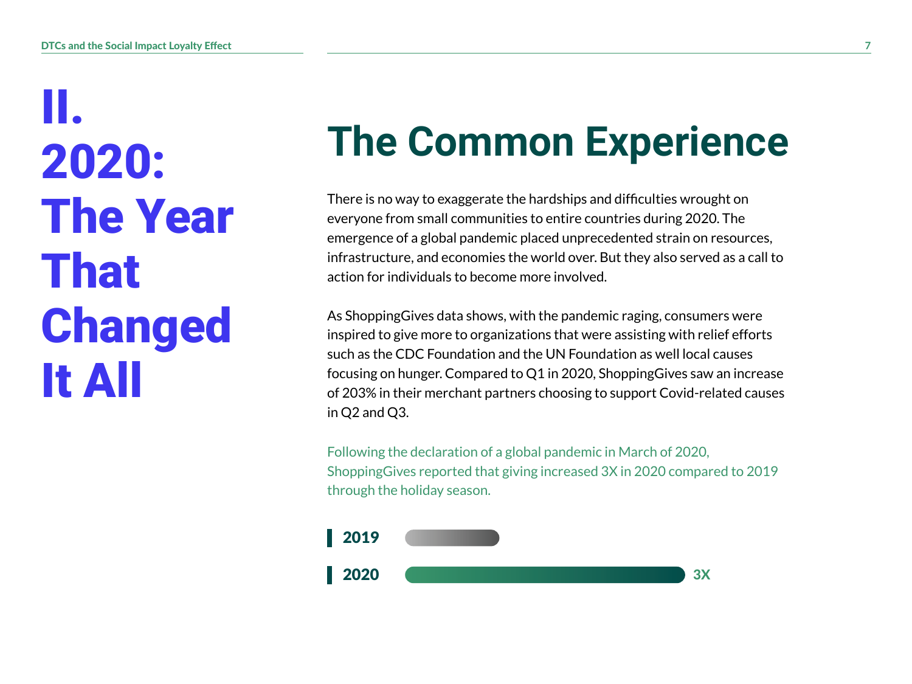# II. 2020: The Year That Changed It All

## The Common Experience

There is no way to exaggerate the hardships and difficulties wrought on everyone from small communities to entire countries during 2020. The emergence of a global pandemic placed unprecedented strain on resources, infrastructure, and economies the world over. But they also served as a call to action for individuals to become more involved.

As ShoppingGives data shows, with the pandemic raging, consumers were inspired to give more to organizations that were assisting with relief efforts such as the CDC Foundation and the UN Foundation as well local causes focusing on hunger. Compared to Q1 in 2020, ShoppingGives saw an increase of 203% in their merchant partners choosing to support Covid-related causes in Q2 and Q3.

Following the declaration of a global pandemic in March of 2020, ShoppingGives reported that giving increased 3X in 2020 compared to 2019 through the holiday season.

**2019**

**2020** 3X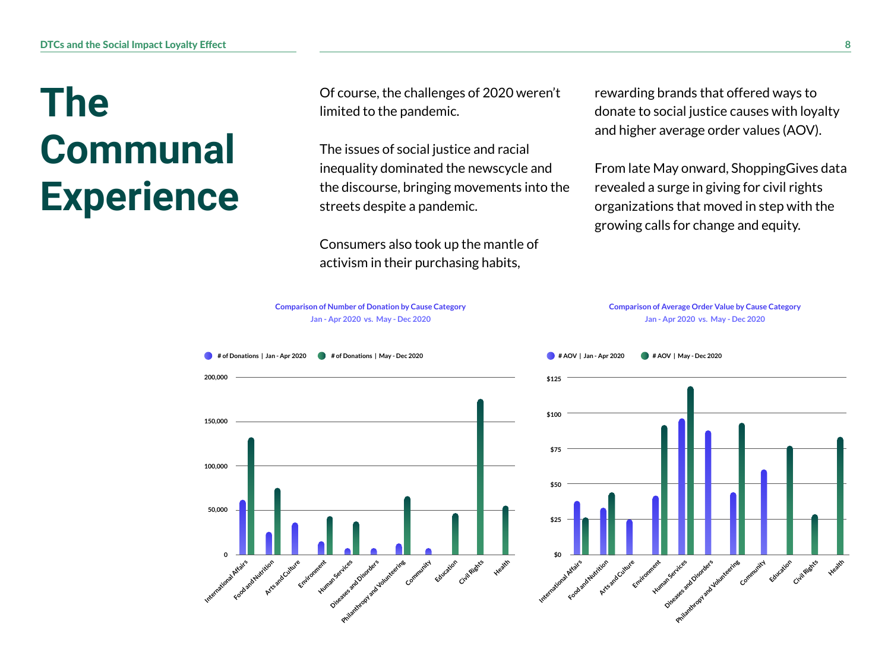# The Communal Experience

Of course, the challenges of 2020 weren't limited to the pandemic.

The issues of social justice and racial inequality dominated the newscycle and the discourse, bringing movements into the streets despite a pandemic.

Consumers also took up the mantle of activism in their purchasing habits, rewarding brands that offered ways to donate to social justice causes with loyalty and higher average order values (AOV).

From late May onward, ShoppingGives data revealed a surge in giving for civil rights organizations that moved in step with the growing calls for change and equity.

**Comparison of Number of Donation by Cause Category**
Jan - Apr 2020 vs. May - Dec 2020

# of Donations | Jan - Apr 2020 — # of Donations | May - Dec 2020

0 — 50,000 — 100,000 — 150,000 — 200,000

International Affairs, Food and Nutrition, Arts and Culture, Environment, Human Services, Diseases and Disorders, Philanthropy and Volunteering, Community, Education, Civil Rights, Health

**Comparison of Average Order Value by Cause Category**
Jan - Apr 2020 vs. May - Dec 2020

# AOV | Jan - Apr 2020 — # AOV | May - Dec 2020

$0 — $25 — $50 — $75 — $100 — $125

International Affairs, Food and Nutrition, Arts and Culture, Environment, Human Services, Diseases and Disorders, Philanthropy and Volunteering, Community, Education, Civil Rights, Health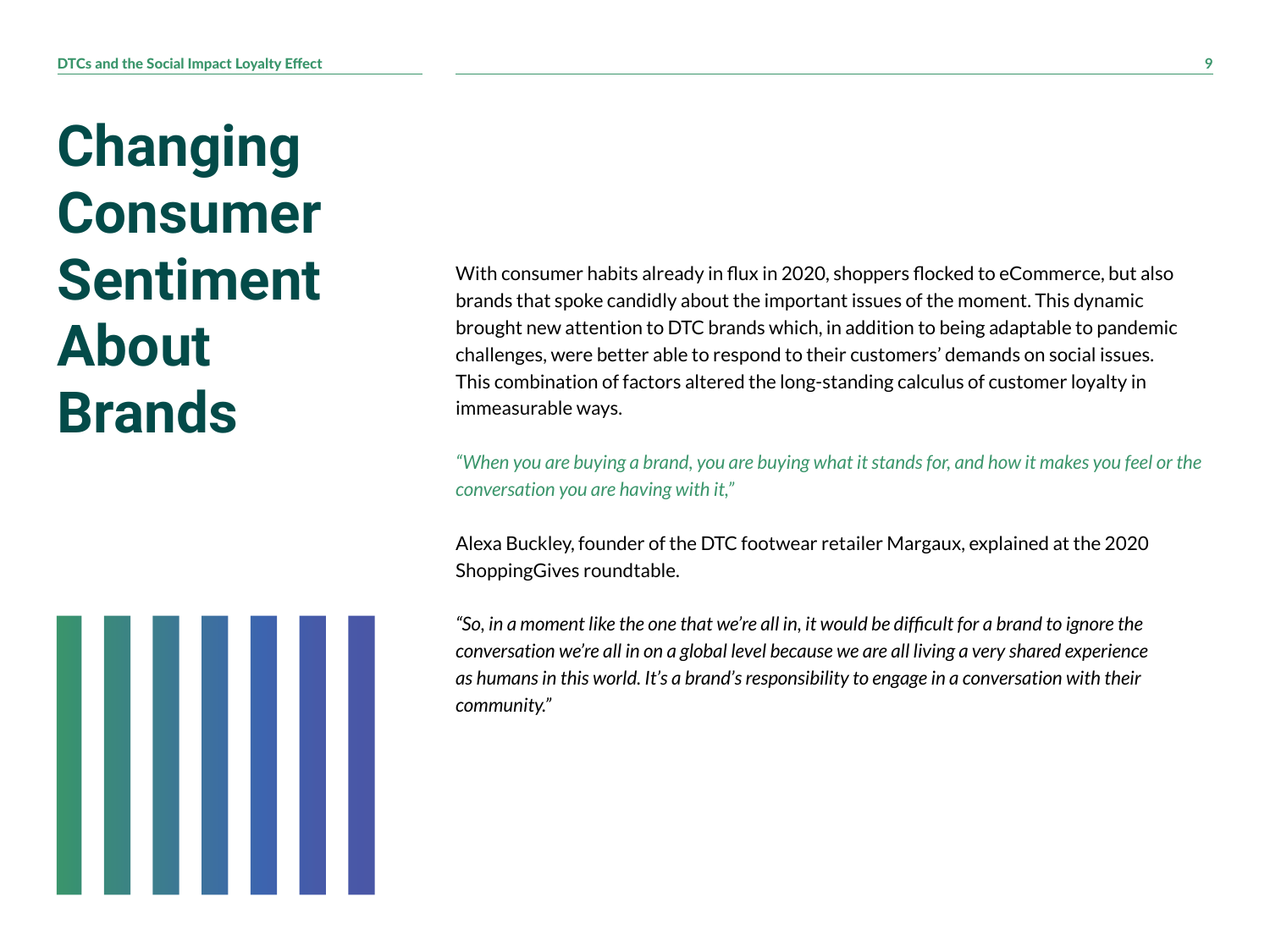# Changing Consumer Sentiment About Brands

With consumer habits already in flux in 2020, shoppers flocked to eCommerce, but also brands that spoke candidly about the important issues of the moment. This dynamic brought new attention to DTC brands which, in addition to being adaptable to pandemic challenges, were better able to respond to their customers' demands on social issues. This combination of factors altered the long-standing calculus of customer loyalty in immeasurable ways.

*"When you are buying a brand, you are buying what it stands for, and how it makes you feel or the conversation you are having with it,"*

Alexa Buckley, founder of the DTC footwear retailer Margaux, explained at the 2020 ShoppingGives roundtable.

*"So, in a moment like the one that we're all in, it would be difficult for a brand to ignore the conversation we're all in on a global level because we are all living a very shared experience as humans in this world. It's a brand's responsibility to engage in a conversation with their community."*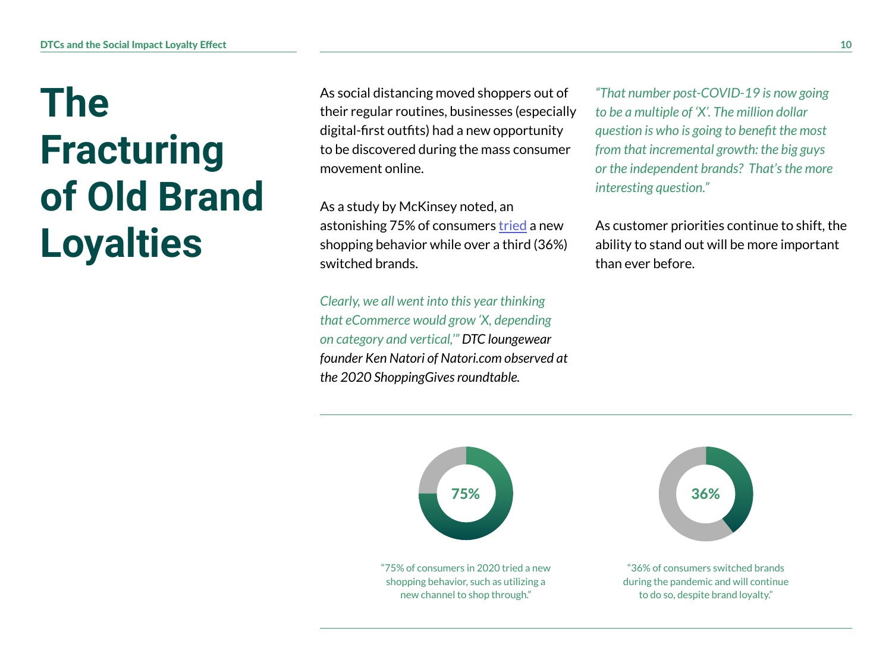# The Fracturing of Old Brand Loyalties

As social distancing moved shoppers out of their regular routines, businesses (especially digital-first outfits) had a new opportunity to be discovered during the mass consumer movement online.

As a study by McKinsey noted, an astonishing 75% of consumers tried a new shopping behavior while over a third (36%) switched brands.

*Clearly, we all went into this year thinking that eCommerce would grow 'X, depending on category and vertical,'" DTC loungewear founder Ken Natori of Natori.com observed at the 2020 ShoppingGives roundtable.*

*"That number post-COVID-19 is now going to be a multiple of 'X'. The million dollar question is who is going to benefit the most from that incremental growth: the big guys or the independent brands? That's the more interesting question."*

As customer priorities continue to shift, the ability to stand out will be more important than ever before.

**75%**

"75% of consumers in 2020 tried a new shopping behavior, such as utilizing a new channel to shop through."

**36%**

"36% of consumers switched brands during the pandemic and will continue to do so, despite brand loyalty."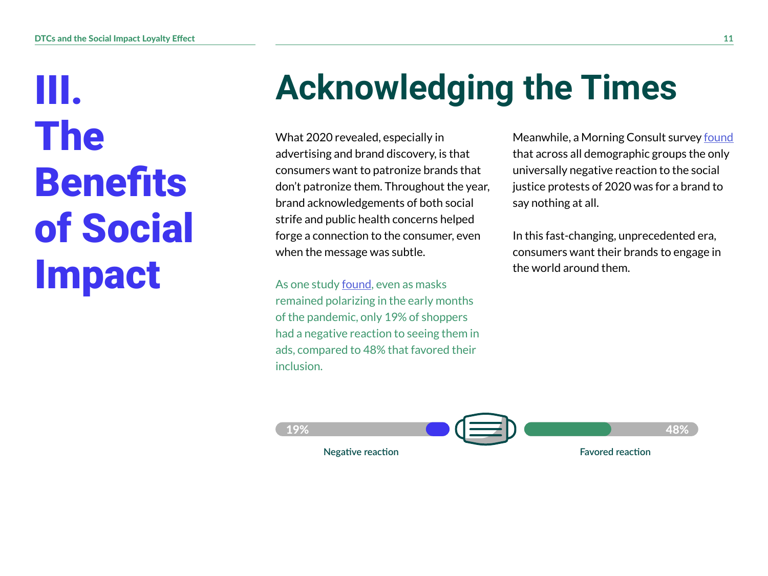# III. The Benefits of Social Impact

## Acknowledging the Times

What 2020 revealed, especially in advertising and brand discovery, is that consumers want to patronize brands that don't patronize them. Throughout the year, brand acknowledgements of both social strife and public health concerns helped forge a connection to the consumer, even when the message was subtle.

As one study [found](), even as masks remained polarizing in the early months of the pandemic, only 19% of shoppers had a negative reaction to seeing them in ads, compared to 48% that favored their inclusion.

Meanwhile, a Morning Consult survey [found]() that across all demographic groups the only universally negative reaction to the social justice protests of 2020 was for a brand to say nothing at all.

In this fast-changing, unprecedented era, consumers want their brands to engage in the world around them.

19% Negative reaction

48% Favored reaction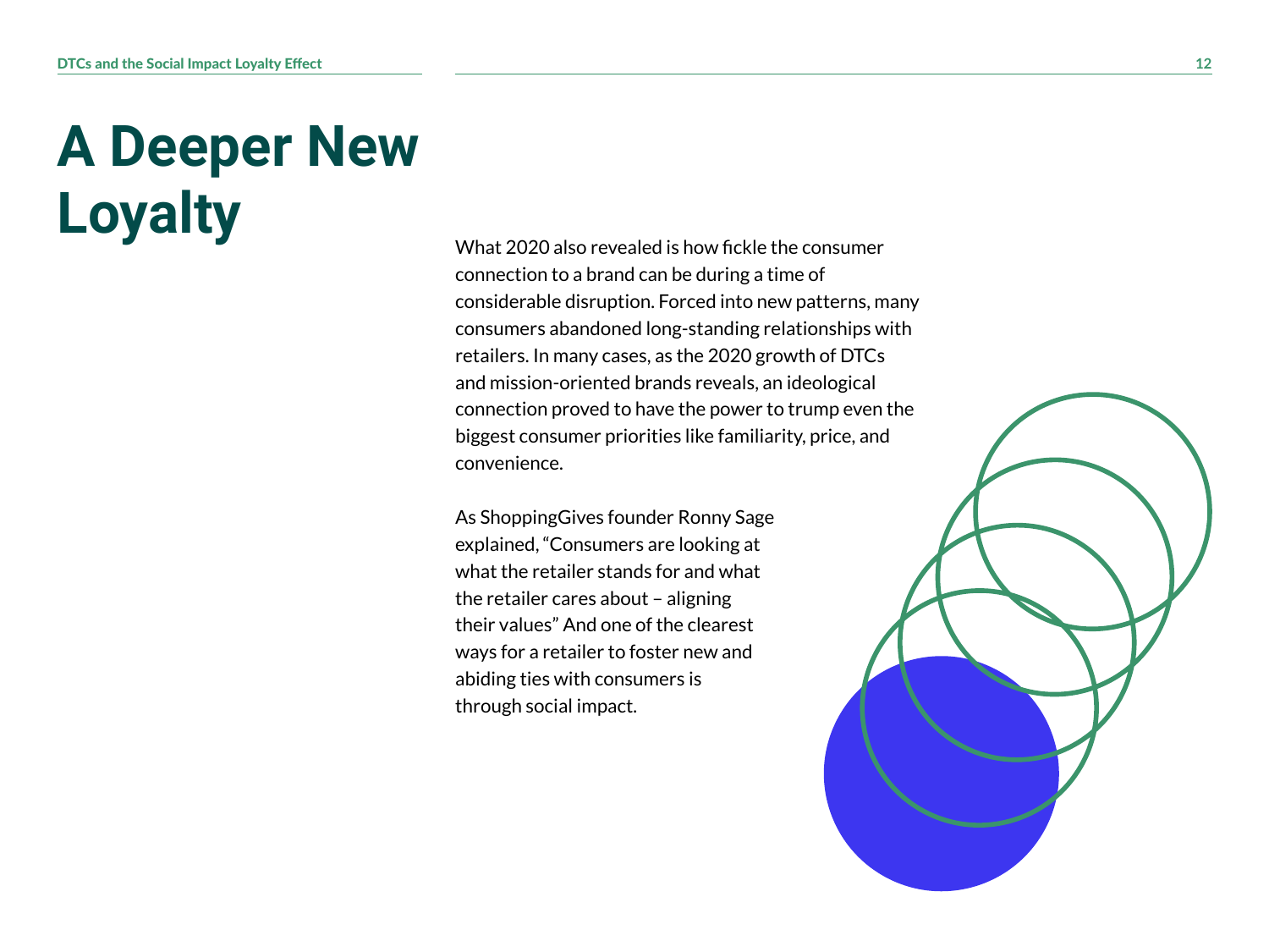# A Deeper New Loyalty

What 2020 also revealed is how fickle the consumer connection to a brand can be during a time of considerable disruption. Forced into new patterns, many consumers abandoned long-standing relationships with retailers. In many cases, as the 2020 growth of DTCs and mission-oriented brands reveals, an ideological connection proved to have the power to trump even the biggest consumer priorities like familiarity, price, and convenience.

As ShoppingGives founder Ronny Sage explained, "Consumers are looking at what the retailer stands for and what the retailer cares about – aligning their values" And one of the clearest ways for a retailer to foster new and abiding ties with consumers is through social impact.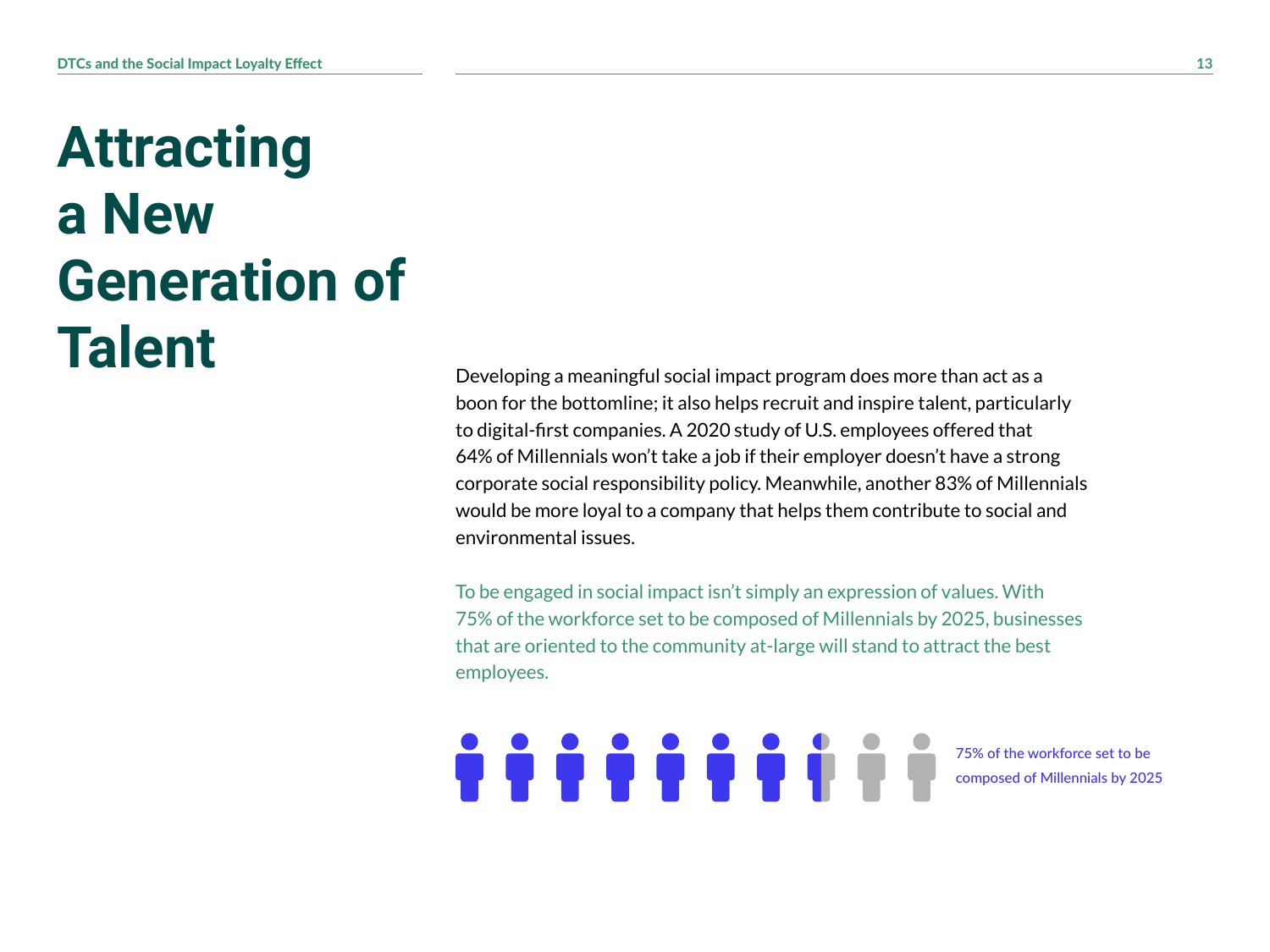# Attracting a New Generation of Talent

Developing a meaningful social impact program does more than act as a boon for the bottomline; it also helps recruit and inspire talent, particularly to digital-first companies. A 2020 study of U.S. employees offered that 64% of Millennials won't take a job if their employer doesn't have a strong corporate social responsibility policy. Meanwhile, another 83% of Millennials would be more loyal to a company that helps them contribute to social and environmental issues.

To be engaged in social impact isn't simply an expression of values. With 75% of the workforce set to be composed of Millennials by 2025, businesses that are oriented to the community at-large will stand to attract the best employees.

75% of the workforce set to be composed of Millennials by 2025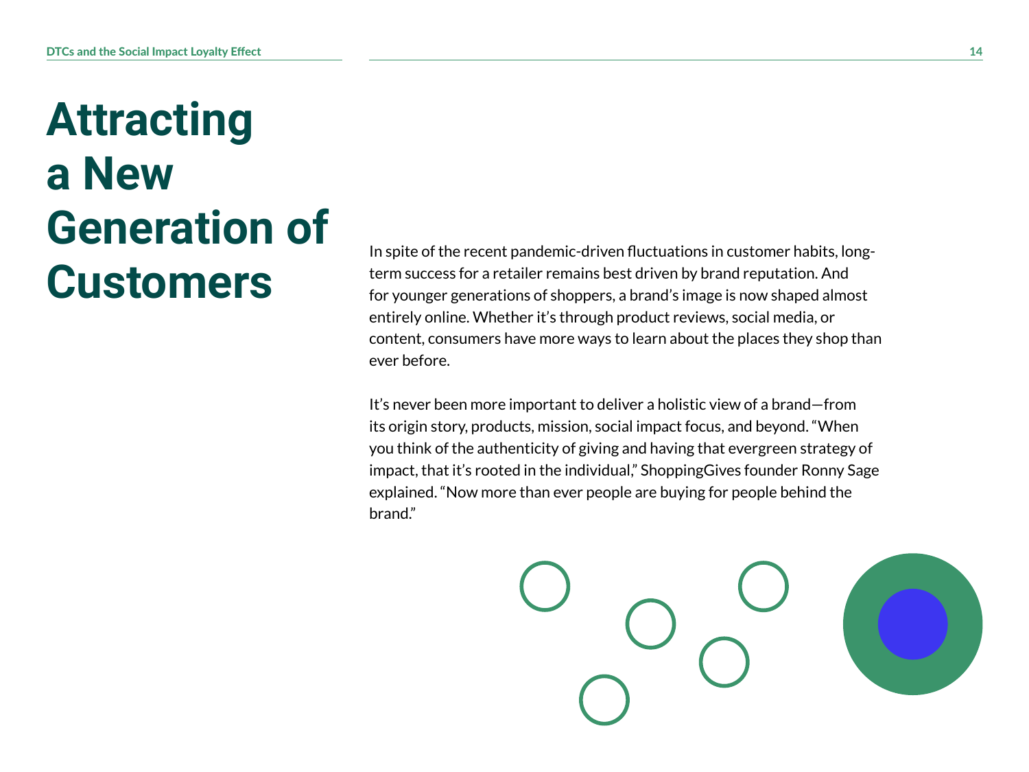# Attracting a New Generation of Customers

In spite of the recent pandemic-driven fluctuations in customer habits, long-term success for a retailer remains best driven by brand reputation. And for younger generations of shoppers, a brand's image is now shaped almost entirely online. Whether it's through product reviews, social media, or content, consumers have more ways to learn about the places they shop than ever before.

It's never been more important to deliver a holistic view of a brand—from its origin story, products, mission, social impact focus, and beyond. "When you think of the authenticity of giving and having that evergreen strategy of impact, that it's rooted in the individual," ShoppingGives founder Ronny Sage explained. "Now more than ever people are buying for people behind the brand."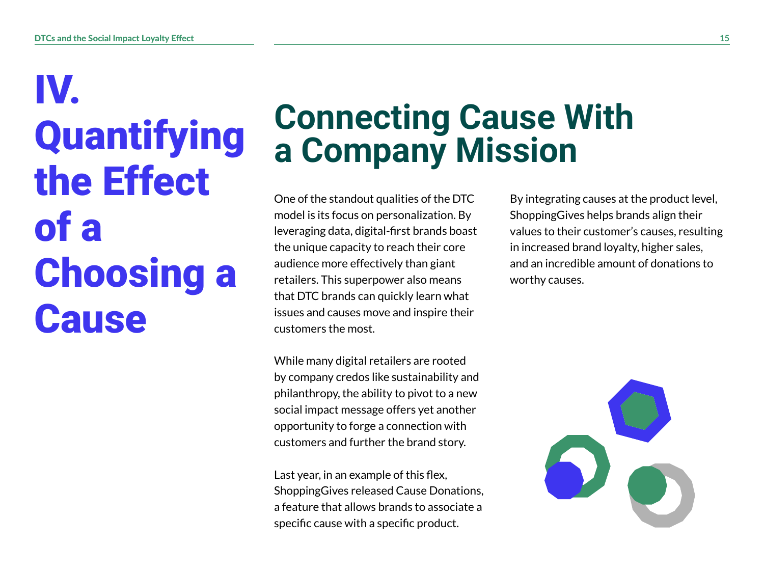# IV. Quantifying the Effect of a Choosing a Cause

## Connecting Cause With a Company Mission

One of the standout qualities of the DTC model is its focus on personalization. By leveraging data, digital-first brands boast the unique capacity to reach their core audience more effectively than giant retailers. This superpower also means that DTC brands can quickly learn what issues and causes move and inspire their customers the most.

While many digital retailers are rooted by company credos like sustainability and philanthropy, the ability to pivot to a new social impact message offers yet another opportunity to forge a connection with customers and further the brand story.

Last year, in an example of this flex, ShoppingGives released Cause Donations, a feature that allows brands to associate a specific cause with a specific product.

By integrating causes at the product level, ShoppingGives helps brands align their values to their customer's causes, resulting in increased brand loyalty, higher sales, and an incredible amount of donations to worthy causes.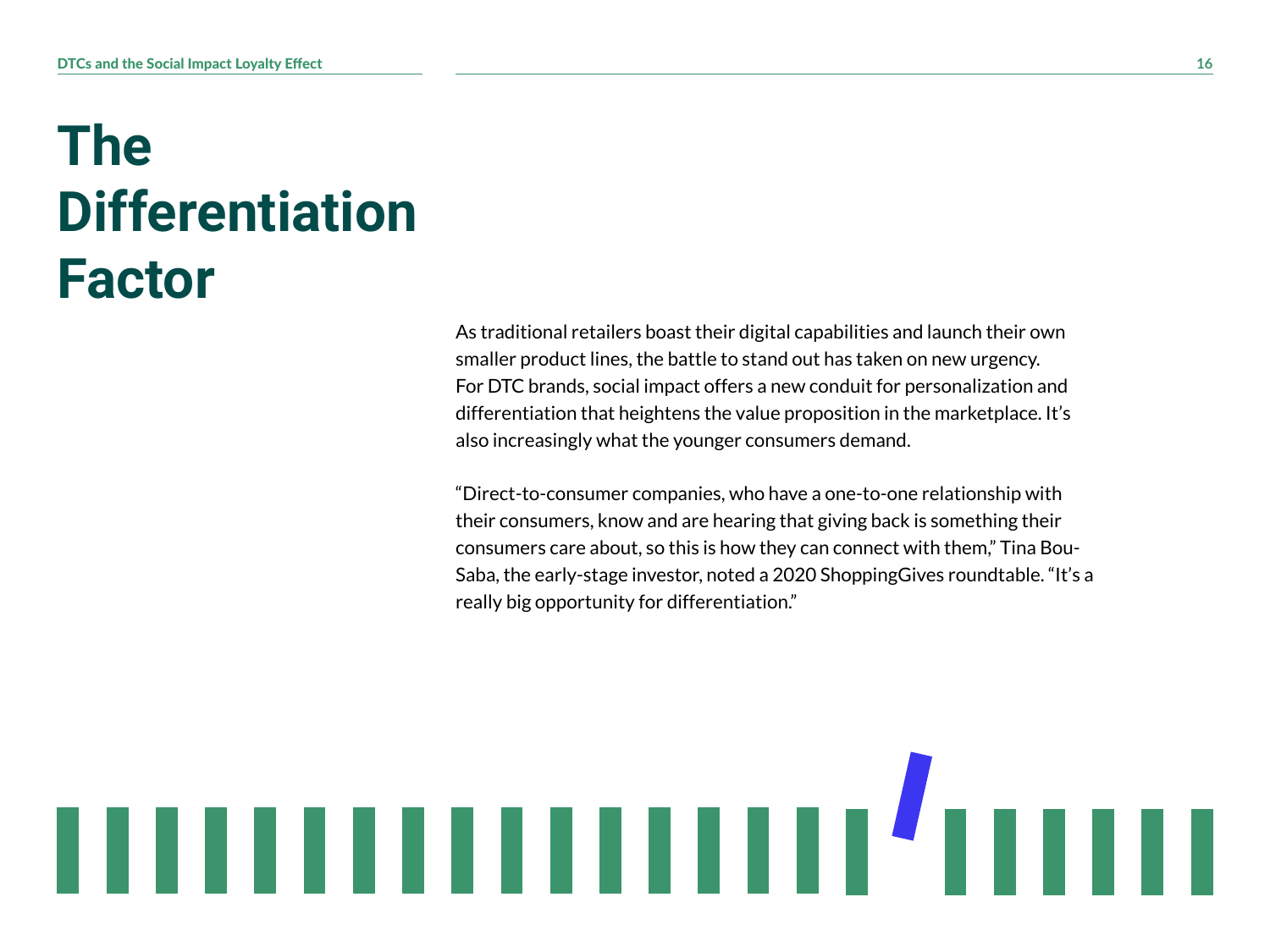# The Differentiation Factor

As traditional retailers boast their digital capabilities and launch their own smaller product lines, the battle to stand out has taken on new urgency. For DTC brands, social impact offers a new conduit for personalization and differentiation that heightens the value proposition in the marketplace. It's also increasingly what the younger consumers demand.

"Direct-to-consumer companies, who have a one-to-one relationship with their consumers, know and are hearing that giving back is something their consumers care about, so this is how they can connect with them," Tina Bou-Saba, the early-stage investor, noted a 2020 ShoppingGives roundtable. "It's a really big opportunity for differentiation."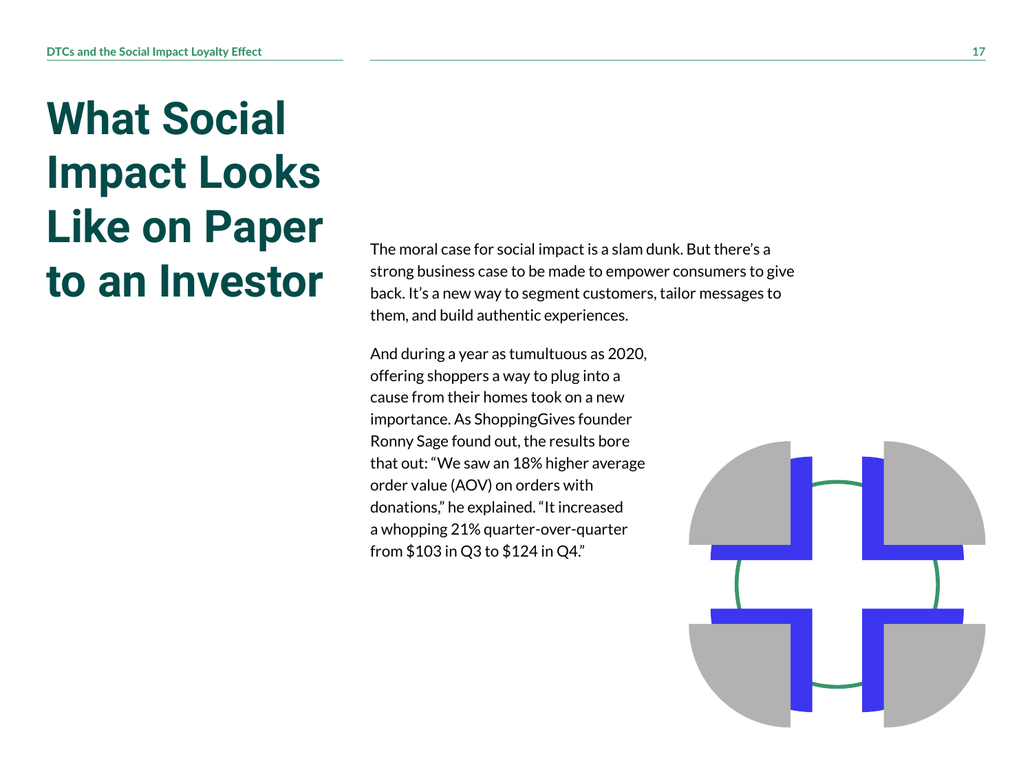# What Social Impact Looks Like on Paper to an Investor

The moral case for social impact is a slam dunk. But there's a strong business case to be made to empower consumers to give back. It's a new way to segment customers, tailor messages to them, and build authentic experiences.

And during a year as tumultuous as 2020, offering shoppers a way to plug into a cause from their homes took on a new importance. As ShoppingGives founder Ronny Sage found out, the results bore that out: "We saw an 18% higher average order value (AOV) on orders with donations," he explained. "It increased a whopping 21% quarter-over-quarter from $103 in Q3 to $124 in Q4."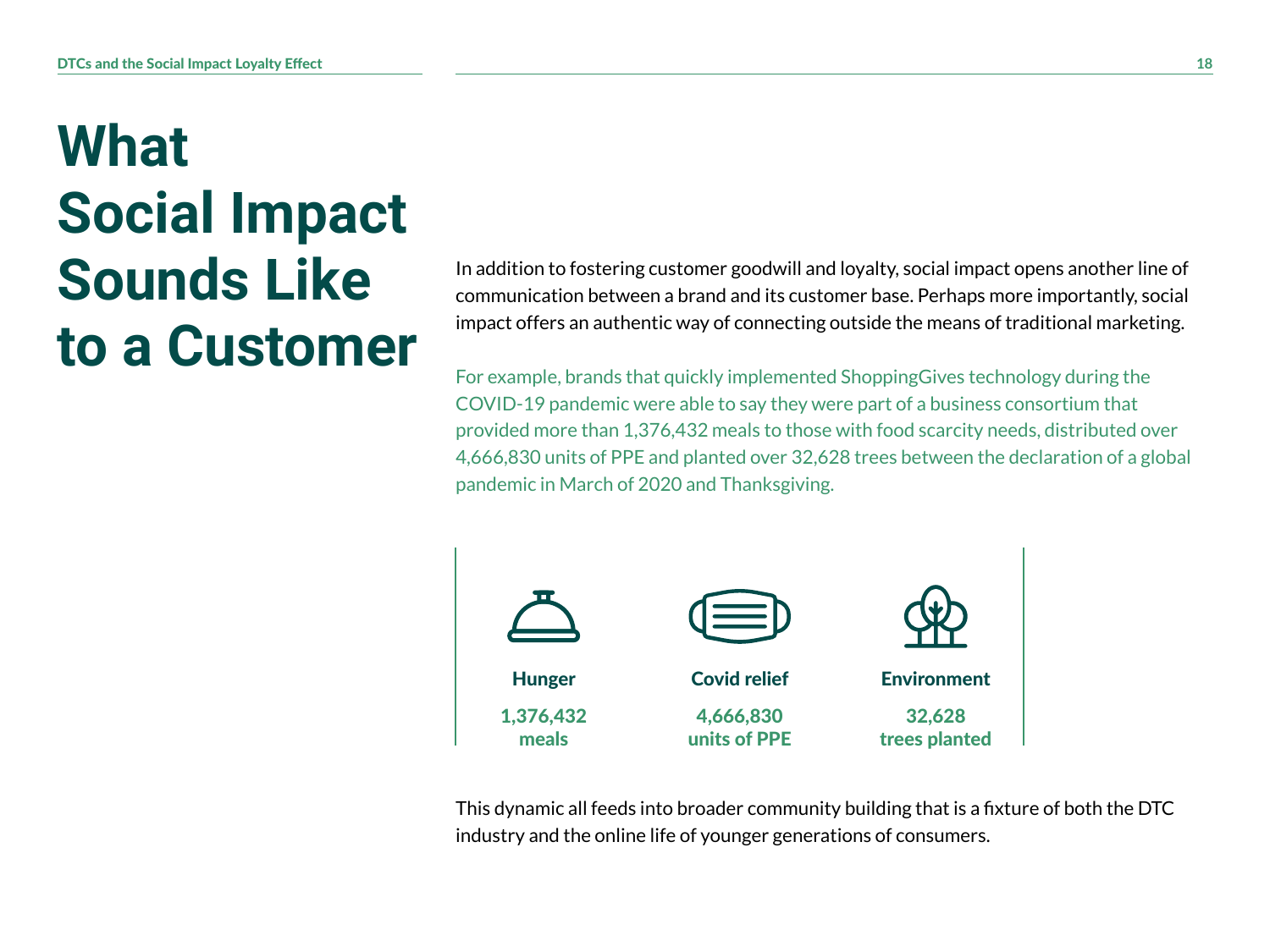# What Social Impact Sounds Like to a Customer

In addition to fostering customer goodwill and loyalty, social impact opens another line of communication between a brand and its customer base. Perhaps more importantly, social impact offers an authentic way of connecting outside the means of traditional marketing.

For example, brands that quickly implemented ShoppingGives technology during the COVID-19 pandemic were able to say they were part of a business consortium that provided more than 1,376,432 meals to those with food scarcity needs, distributed over 4,666,830 units of PPE and planted over 32,628 trees between the declaration of a global pandemic in March of 2020 and Thanksgiving.

**Hunger**

**1,376,432 meals**

**Covid relief**

**4,666,830 units of PPE**

**Environment**

**32,628 trees planted**

This dynamic all feeds into broader community building that is a fixture of both the DTC industry and the online life of younger generations of consumers.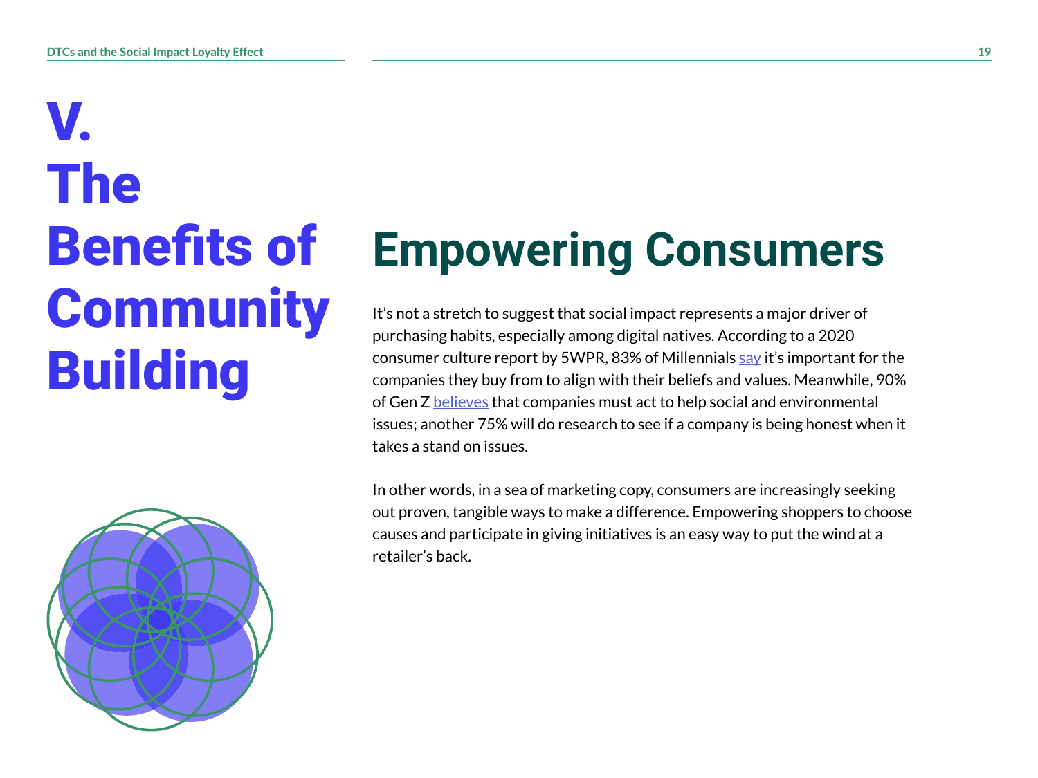# V. The Benefits of Community Building

## Empowering Consumers

It's not a stretch to suggest that social impact represents a major driver of purchasing habits, especially among digital natives. According to a 2020 consumer culture report by 5WPR, 83% of Millennials say it's important for the companies they buy from to align with their beliefs and values. Meanwhile, 90% of Gen Z believes that companies must act to help social and environmental issues; another 75% will do research to see if a company is being honest when it takes a stand on issues.

In other words, in a sea of marketing copy, consumers are increasingly seeking out proven, tangible ways to make a difference. Empowering shoppers to choose causes and participate in giving initiatives is an easy way to put the wind at a retailer's back.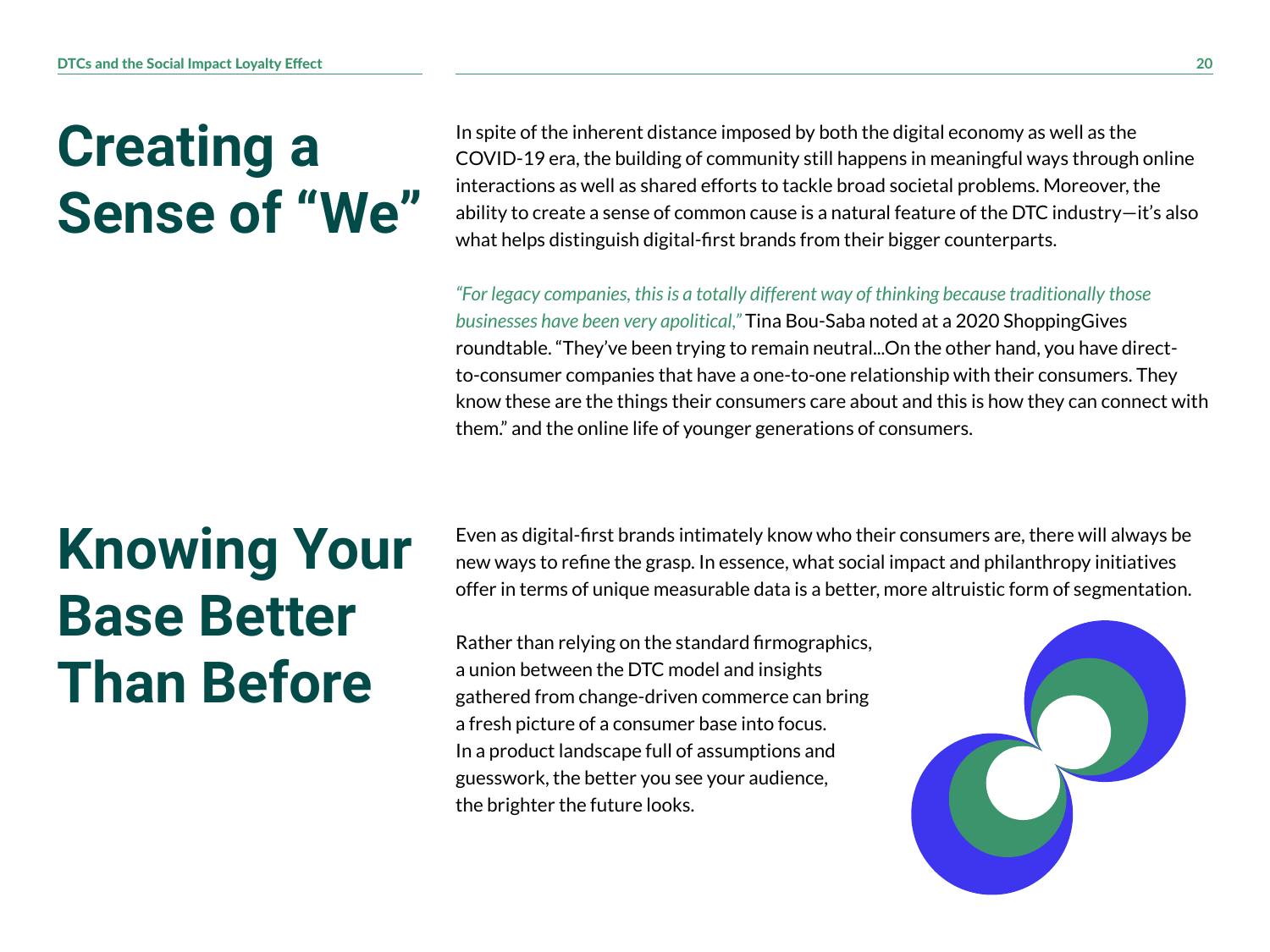# Creating a Sense of "We"

In spite of the inherent distance imposed by both the digital economy as well as the COVID-19 era, the building of community still happens in meaningful ways through online interactions as well as shared efforts to tackle broad societal problems. Moreover, the ability to create a sense of common cause is a natural feature of the DTC industry—it's also what helps distinguish digital-first brands from their bigger counterparts.

*"For legacy companies, this is a totally different way of thinking because traditionally those businesses have been very apolitical,"* Tina Bou-Saba noted at a 2020 ShoppingGives roundtable. "They've been trying to remain neutral...On the other hand, you have direct-to-consumer companies that have a one-to-one relationship with their consumers. They know these are the things their consumers care about and this is how they can connect with them." and the online life of younger generations of consumers.

# Knowing Your Base Better Than Before

Even as digital-first brands intimately know who their consumers are, there will always be new ways to refine the grasp. In essence, what social impact and philanthropy initiatives offer in terms of unique measurable data is a better, more altruistic form of segmentation.

Rather than relying on the standard firmographics, a union between the DTC model and insights gathered from change-driven commerce can bring a fresh picture of a consumer base into focus. In a product landscape full of assumptions and guesswork, the better you see your audience, the brighter the future looks.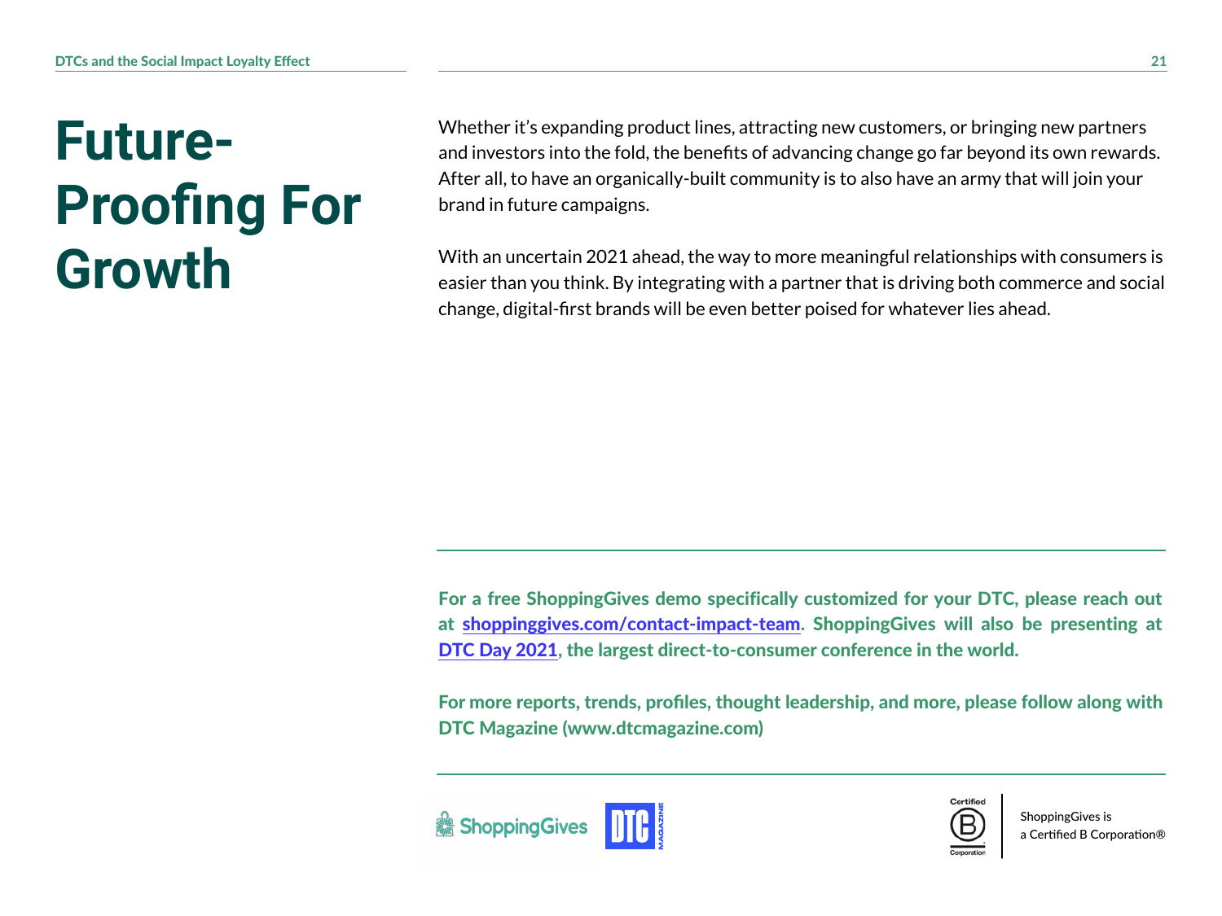# Future-Proofing For Growth

Whether it's expanding product lines, attracting new customers, or bringing new partners and investors into the fold, the benefits of advancing change go far beyond its own rewards. After all, to have an organically-built community is to also have an army that will join your brand in future campaigns.

With an uncertain 2021 ahead, the way to more meaningful relationships with consumers is easier than you think. By integrating with a partner that is driving both commerce and social change, digital-first brands will be even better poised for whatever lies ahead.

---

**For a free ShoppingGives demo specifically customized for your DTC, please reach out at shoppinggives.com/contact-impact-team. ShoppingGives will also be presenting at DTC Day 2021, the largest direct-to-consumer conference in the world.**

**For more reports, trends, profiles, thought leadership, and more, please follow along with DTC Magazine (www.dtcmagazine.com)**

---

ShoppingGives

DTC MAGAZINE

Certified B Corporation

ShoppingGives is a Certified B Corporation®